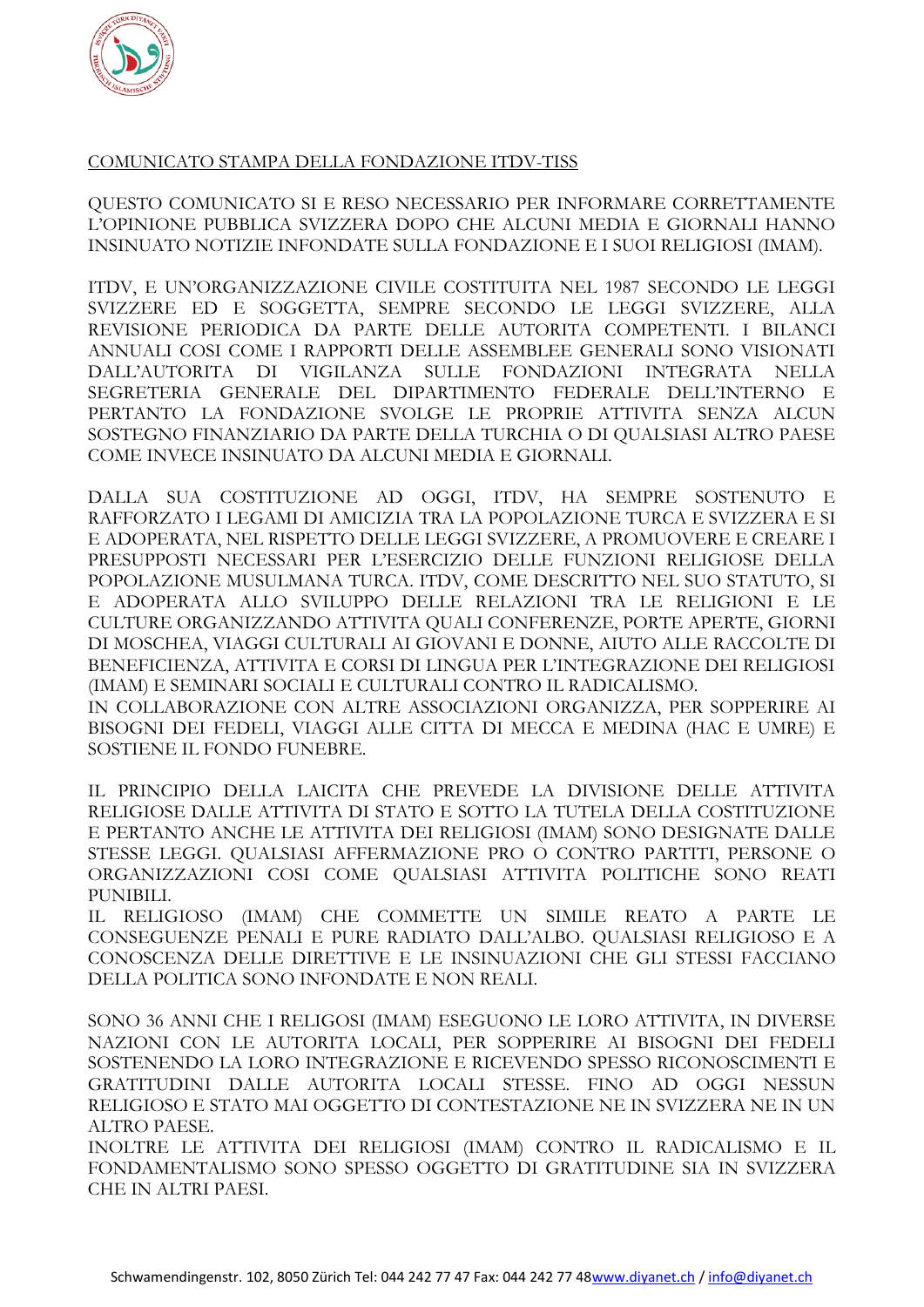COMUNICATO STAMPA DELLA FONDAZIONE ITDV-TISS

QUESTO COMUNICATO SI E RESO NECESSARIO PER INFORMARE CORRETTAMENTE L'OPINIONE PUBBLICA SVIZZERA DOPO CHE ALCUNI MEDIA E GIORNALI HANNO INSINUATO NOTIZIE INFONDATE SULLA FONDAZIONE E I SUOI RELIGIOSI (IMAM).

ITDV, E UN'ORGANIZZAZIONE CIVILE COSTITUITA NEL 1987 SECONDO LE LEGGI SVIZZERE ED E SOGGETTA, SEMPRE SECONDO LE LEGGI SVIZZERE, ALLA REVISIONE PERIODICA DA PARTE DELLE AUTORITA COMPETENTI. I BILANCI ANNUALI COSI COME I RAPPORTI DELLE ASSEMBLEE GENERALI SONO VISIONATI DALL'AUTORITA DI VIGILANZA SULLE FONDAZIONI INTEGRATA NELLA SEGRETERIA GENERALE DEL DIPARTIMENTO FEDERALE DELL'INTERNO E PERTANTO LA FONDAZIONE SVOLGE LE PROPRIE ATTIVITA SENZA ALCUN SOSTEGNO FINANZIARIO DA PARTE DELLA TURCHIA O DI QUALSIASI ALTRO PAESE COME INVECE INSINUATO DA ALCUNI MEDIA E GIORNALI.

DALLA SUA COSTITUZIONE AD OGGI, ITDV, HA SEMPRE SOSTENUTO E RAFFORZATO I LEGAMI DI AMICIZIA TRA LA POPOLAZIONE TURCA E SVIZZERA E SI E ADOPERATA, NEL RISPETTO DELLE LEGGI SVIZZERE, A PROMUOVERE E CREARE I PRESUPPOSTI NECESSARI PER L'ESERCIZIO DELLE FUNZIONI RELIGIOSE DELLA POPOLAZIONE MUSULMANA TURCA. ITDV, COME DESCRITTO NEL SUO STATUTO, SI E ADOPERATA ALLO SVILUPPO DELLE RELAZIONI TRA LE RELIGIONI E LE CULTURE ORGANIZZANDO ATTIVITA QUALI CONFERENZE, PORTE APERTE, GIORNI DI MOSCHEA, VIAGGI CULTURALI AI GIOVANI E DONNE, AIUTO ALLE RACCOLTE DI BENEFICIENZA, ATTIVITA E CORSI DI LINGUA PER L'INTEGRAZIONE DEI RELIGIOSI (IMAM) E SEMINARI SOCIALI E CULTURALI CONTRO IL RADICALISMO.
IN COLLABORAZIONE CON ALTRE ASSOCIAZIONI ORGANIZZA, PER SOPPERIRE AI BISOGNI DEI FEDELI, VIAGGI ALLE CITTA DI MECCA E MEDINA (HAC E UMRE) E SOSTIENE IL FONDO FUNEBRE.

IL PRINCIPIO DELLA LAICITA CHE PREVEDE LA DIVISIONE DELLE ATTIVITA RELIGIOSE DALLE ATTIVITA DI STATO E SOTTO LA TUTELA DELLA COSTITUZIONE E PERTANTO ANCHE LE ATTIVITA DEI RELIGIOSI (IMAM) SONO DESIGNATE DALLE STESSE LEGGI. QUALSIASI AFFERMAZIONE PRO O CONTRO PARTITI, PERSONE O ORGANIZZAZIONI COSI COME QUALSIASI ATTIVITA POLITICHE SONO REATI PUNIBILI.
IL RELIGIOSO (IMAM) CHE COMMETTE UN SIMILE REATO A PARTE LE CONSEGUENZE PENALI E PURE RADIATO DALL'ALBO. QUALSIASI RELIGIOSO E A CONOSCENZA DELLE DIRETTIVE E LE INSINUAZIONI CHE GLI STESSI FACCIANO DELLA POLITICA SONO INFONDATE E NON REALI.

SONO 36 ANNI CHE I RELIGOSI (IMAM) ESEGUONO LE LORO ATTIVITA, IN DIVERSE NAZIONI CON LE AUTORITA LOCALI, PER SOPPERIRE AI BISOGNI DEI FEDELI SOSTENENDO LA LORO INTEGRAZIONE E RICEVENDO SPESSO RICONOSCIMENTI E GRATITUDINI DALLE AUTORITA LOCALI STESSE. FINO AD OGGI NESSUN RELIGIOSO E STATO MAI OGGETTO DI CONTESTAZIONE NE IN SVIZZERA NE IN UN ALTRO PAESE.
INOLTRE LE ATTIVITA DEI RELIGIOSI (IMAM) CONTRO IL RADICALISMO E IL FONDAMENTALISMO SONO SPESSO OGGETTO DI GRATITUDINE SIA IN SVIZZERA CHE IN ALTRI PAESI.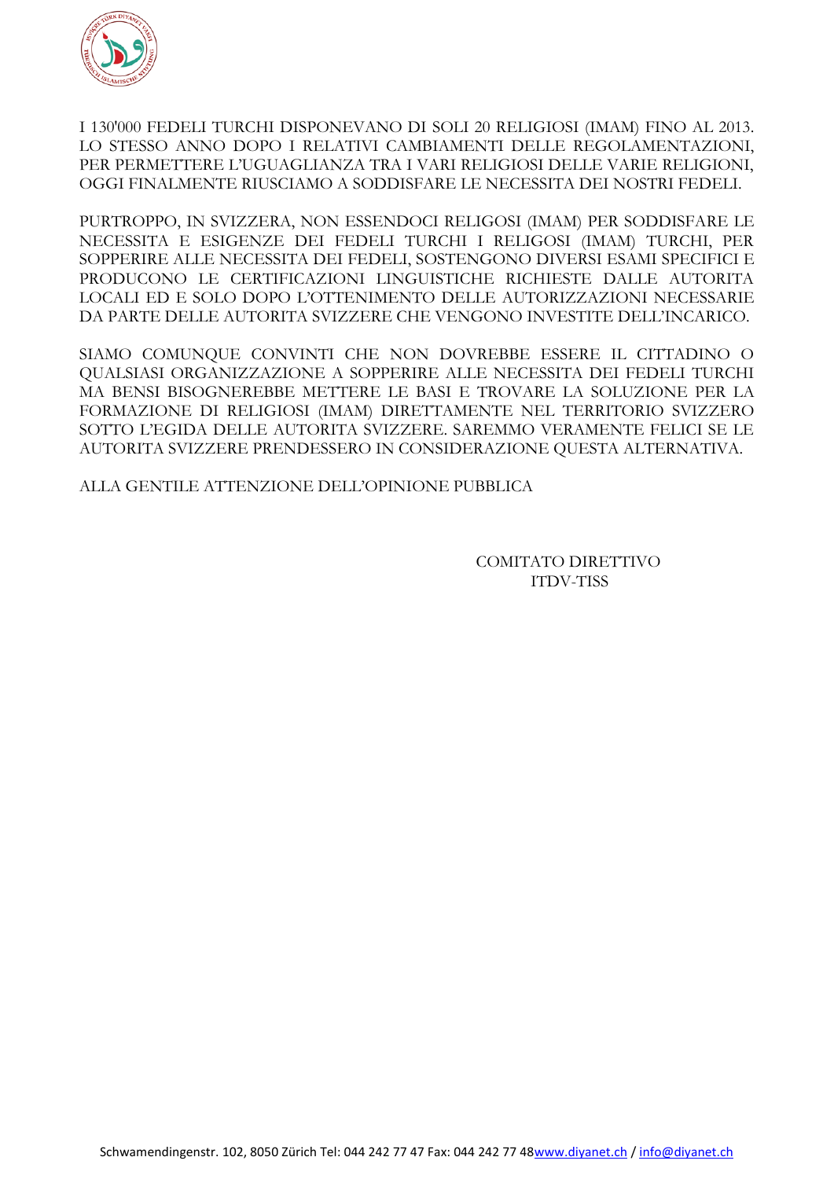I 130'000 FEDELI TURCHI DISPONEVANO DI SOLI 20 RELIGIOSI (IMAM) FINO AL 2013. LO STESSO ANNO DOPO I RELATIVI CAMBIAMENTI DELLE REGOLAMENTAZIONI, PER PERMETTERE L'UGUAGLIANZA TRA I VARI RELIGIOSI DELLE VARIE RELIGIONI, OGGI FINALMENTE RIUSCIAMO A SODDISFARE LE NECESSITA DEI NOSTRI FEDELI.

PURTROPPO, IN SVIZZERA, NON ESSENDOCI RELIGOSI (IMAM) PER SODDISFARE LE NECESSITA E ESIGENZE DEI FEDELI TURCHI I RELIGOSI (IMAM) TURCHI, PER SOPPERIRE ALLE NECESSITA DEI FEDELI, SOSTENGONO DIVERSI ESAMI SPECIFICI E PRODUCONO LE CERTIFICAZIONI LINGUISTICHE RICHIESTE DALLE AUTORITA LOCALI ED E SOLO DOPO L'OTTENIMENTO DELLE AUTORIZZAZIONI NECESSARIE DA PARTE DELLE AUTORITA SVIZZERE CHE VENGONO INVESTITE DELL'INCARICO.

SIAMO COMUNQUE CONVINTI CHE NON DOVREBBE ESSERE IL CITTADINO O QUALSIASI ORGANIZZAZIONE A SOPPERIRE ALLE NECESSITA DEI FEDELI TURCHI MA BENSI BISOGNEREBBE METTERE LE BASI E TROVARE LA SOLUZIONE PER LA FORMAZIONE DI RELIGIOSI (IMAM) DIRETTAMENTE NEL TERRITORIO SVIZZERO SOTTO L'EGIDA DELLE AUTORITA SVIZZERE. SAREMMO VERAMENTE FELICI SE LE AUTORITA SVIZZERE PRENDESSERO IN CONSIDERAZIONE QUESTA ALTERNATIVA.

ALLA GENTILE ATTENZIONE DELL'OPINIONE PUBBLICA

COMITATO DIRETTIVO
ITDV-TISS